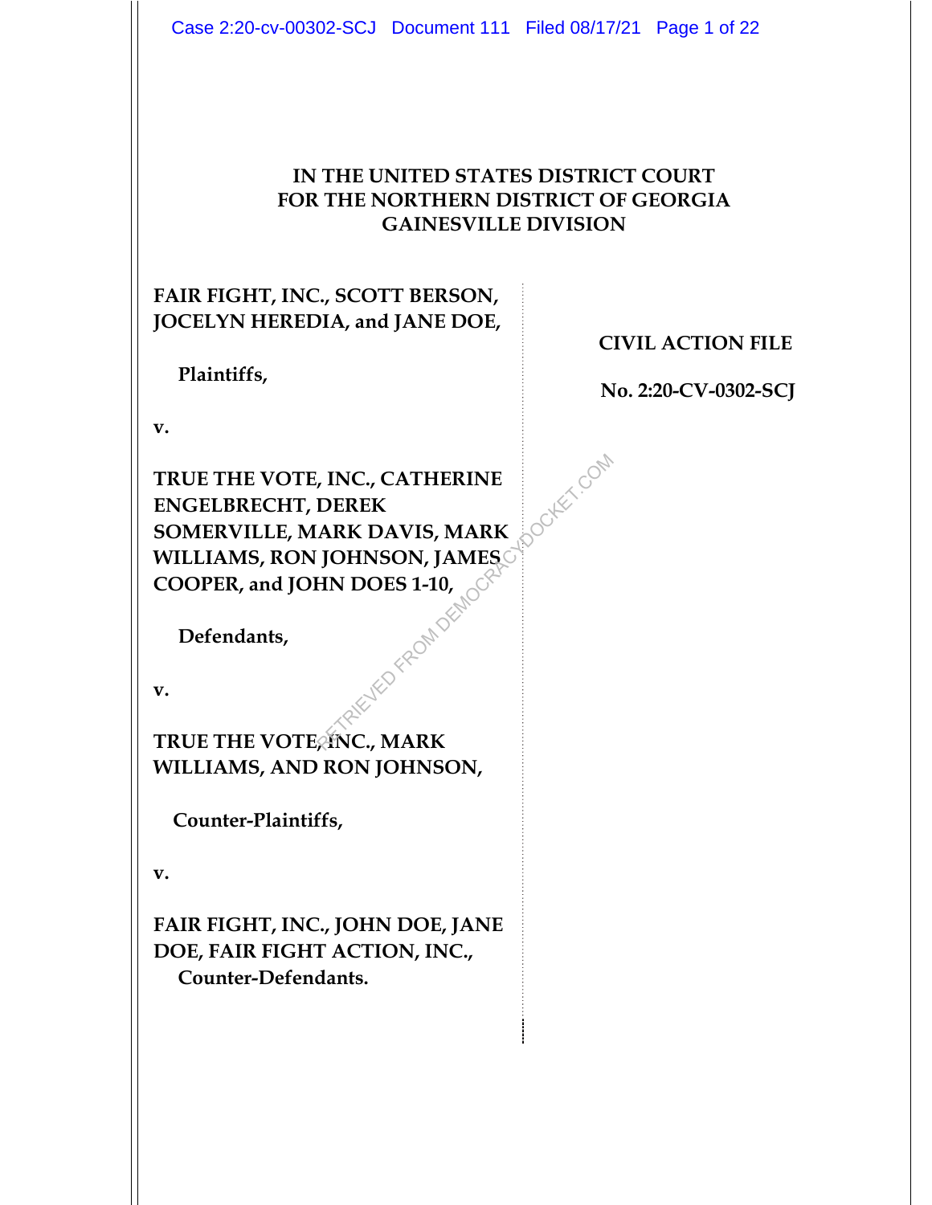**IN THE UNITED STATES DISTRICT COURT**
**FOR THE NORTHERN DISTRICT OF GEORGIA**
**GAINESVILLE DIVISION**

**FAIR FIGHT, INC., SCOTT BERSON, JOCELYN HEREDIA, and JANE DOE,**

**Plaintiffs,**

**v.**

**TRUE THE VOTE, INC., CATHERINE ENGELBRECHT, DEREK SOMERVILLE, MARK DAVIS, MARK WILLIAMS, RON JOHNSON, JAMES COOPER, and JOHN DOES 1-10,**

**Defendants,**

**v.**

**TRUE THE VOTE, INC., MARK WILLIAMS, AND RON JOHNSON,**

**Counter-Plaintiffs,**

**v.**

**FAIR FIGHT, INC., JOHN DOE, JANE DOE, FAIR FIGHT ACTION, INC.,**
**Counter-Defendants.**

**CIVIL ACTION FILE**

**No. 2:20-CV-0302-SCJ**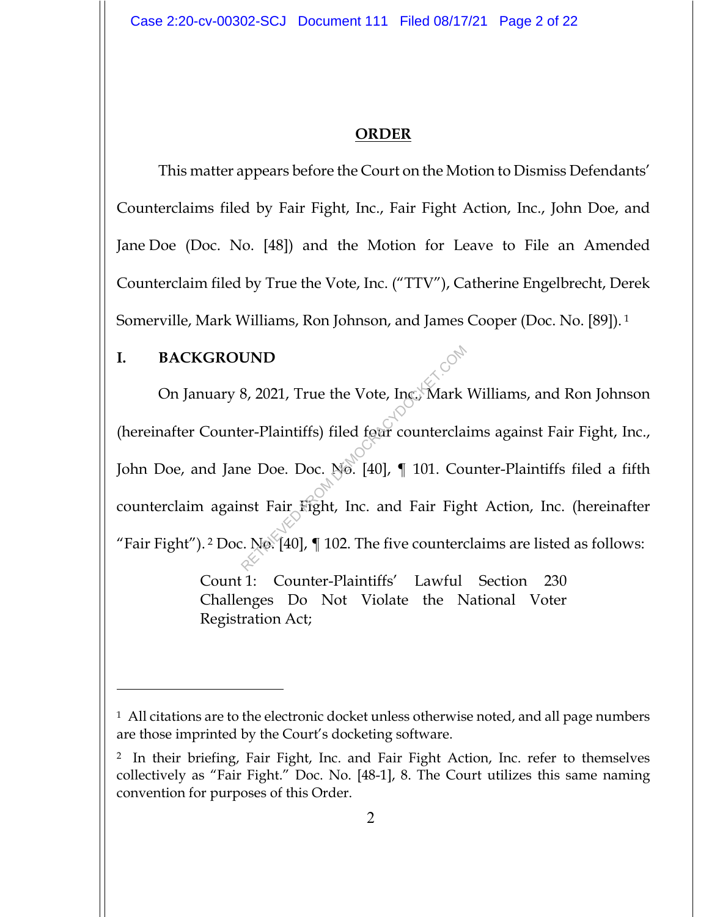## ORDER

This matter appears before the Court on the Motion to Dismiss Defendants' Counterclaims filed by Fair Fight, Inc., Fair Fight Action, Inc., John Doe, and Jane Doe (Doc. No. [48]) and the Motion for Leave to File an Amended Counterclaim filed by True the Vote, Inc. ("TTV"), Catherine Engelbrecht, Derek Somerville, Mark Williams, Ron Johnson, and James Cooper (Doc. No. [89]).[1]

## I. BACKGROUND

On January 8, 2021, True the Vote, Inc., Mark Williams, and Ron Johnson (hereinafter Counter-Plaintiffs) filed four counterclaims against Fair Fight, Inc., John Doe, and Jane Doe. Doc. No. [40], ¶ 101. Counter-Plaintiffs filed a fifth counterclaim against Fair Fight, Inc. and Fair Fight Action, Inc. (hereinafter "Fair Fight").[2] Doc. No. [40], ¶ 102. The five counterclaims are listed as follows:

> Count 1: Counter-Plaintiffs' Lawful Section 230 Challenges Do Not Violate the National Voter Registration Act;

---

[1] All citations are to the electronic docket unless otherwise noted, and all page numbers are those imprinted by the Court's docketing software.

[2] In their briefing, Fair Fight, Inc. and Fair Fight Action, Inc. refer to themselves collectively as "Fair Fight." Doc. No. [48-1], 8. The Court utilizes this same naming convention for purposes of this Order.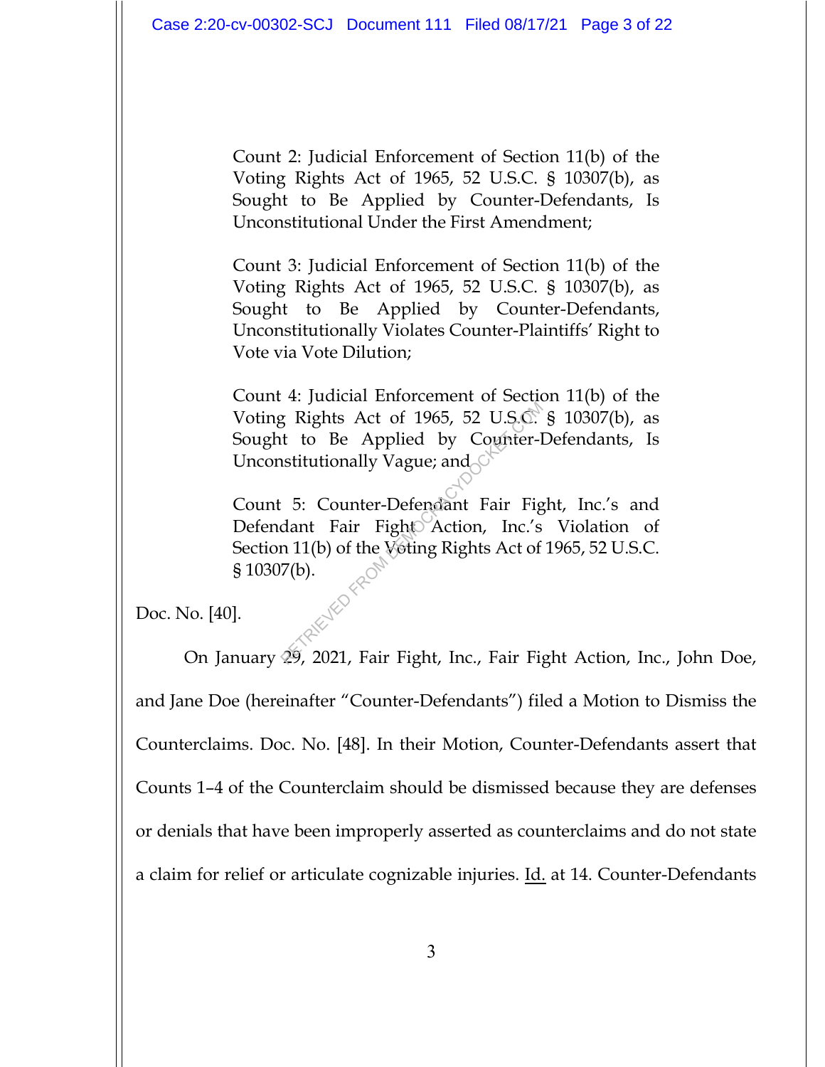> Count 2: Judicial Enforcement of Section 11(b) of the Voting Rights Act of 1965, 52 U.S.C. § 10307(b), as Sought to Be Applied by Counter-Defendants, Is Unconstitutional Under the First Amendment;
>
> Count 3: Judicial Enforcement of Section 11(b) of the Voting Rights Act of 1965, 52 U.S.C. § 10307(b), as Sought to Be Applied by Counter-Defendants, Unconstitutionally Violates Counter-Plaintiffs' Right to Vote via Vote Dilution;
>
> Count 4: Judicial Enforcement of Section 11(b) of the Voting Rights Act of 1965, 52 U.S.C. § 10307(b), as Sought to Be Applied by Counter-Defendants, Is Unconstitutionally Vague; and
>
> Count 5: Counter-Defendant Fair Fight, Inc.'s and Defendant Fair Fight Action, Inc.'s Violation of Section 11(b) of the Voting Rights Act of 1965, 52 U.S.C. § 10307(b).

Doc. No. [40].

On January 29, 2021, Fair Fight, Inc., Fair Fight Action, Inc., John Doe, and Jane Doe (hereinafter "Counter-Defendants") filed a Motion to Dismiss the Counterclaims. Doc. No. [48]. In their Motion, Counter-Defendants assert that Counts 1–4 of the Counterclaim should be dismissed because they are defenses or denials that have been improperly asserted as counterclaims and do not state a claim for relief or articulate cognizable injuries. Id. at 14. Counter-Defendants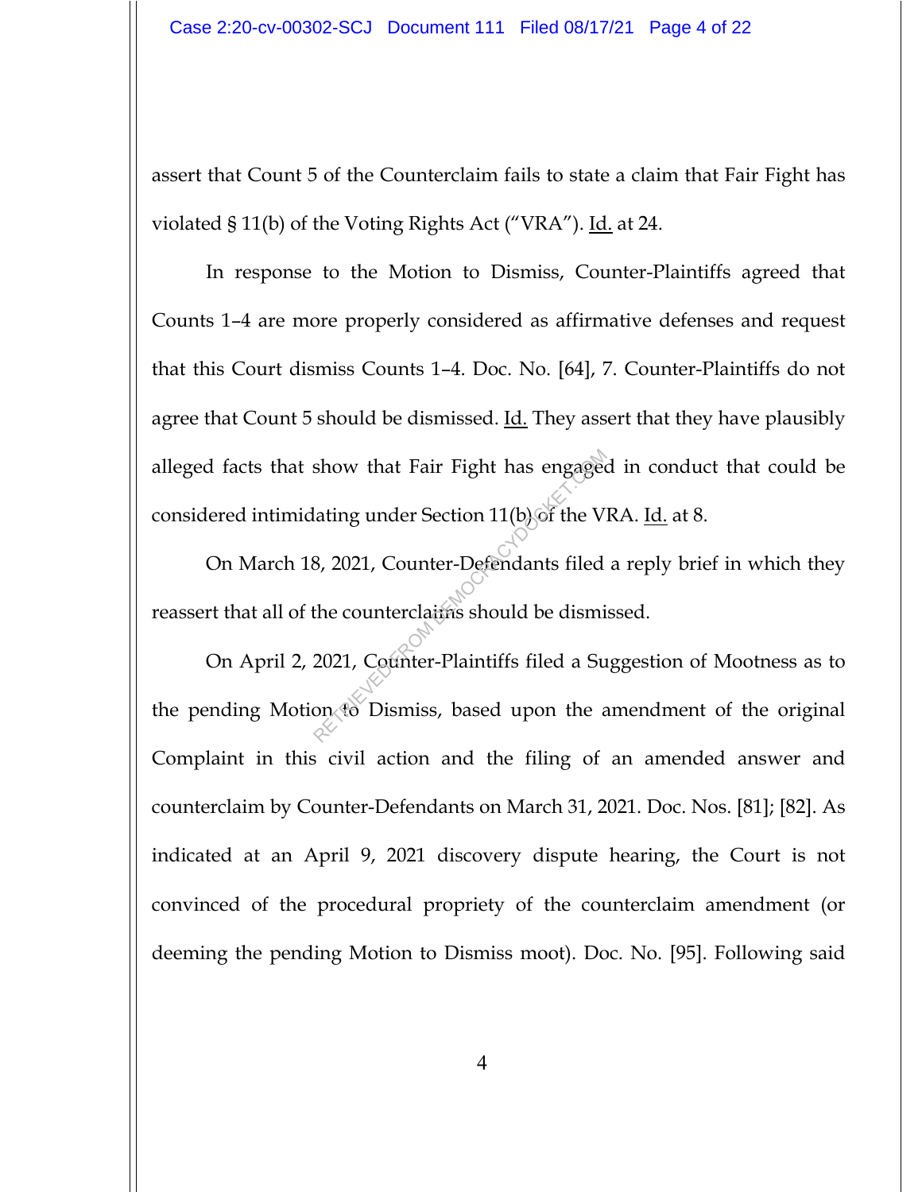assert that Count 5 of the Counterclaim fails to state a claim that Fair Fight has violated § 11(b) of the Voting Rights Act ("VRA"). Id. at 24.

In response to the Motion to Dismiss, Counter-Plaintiffs agreed that Counts 1–4 are more properly considered as affirmative defenses and request that this Court dismiss Counts 1–4. Doc. No. [64], 7. Counter-Plaintiffs do not agree that Count 5 should be dismissed. Id. They assert that they have plausibly alleged facts that show that Fair Fight has engaged in conduct that could be considered intimidating under Section 11(b) of the VRA. Id. at 8.

On March 18, 2021, Counter-Defendants filed a reply brief in which they reassert that all of the counterclaims should be dismissed.

On April 2, 2021, Counter-Plaintiffs filed a Suggestion of Mootness as to the pending Motion to Dismiss, based upon the amendment of the original Complaint in this civil action and the filing of an amended answer and counterclaim by Counter-Defendants on March 31, 2021. Doc. Nos. [81]; [82]. As indicated at an April 9, 2021 discovery dispute hearing, the Court is not convinced of the procedural propriety of the counterclaim amendment (or deeming the pending Motion to Dismiss moot). Doc. No. [95]. Following said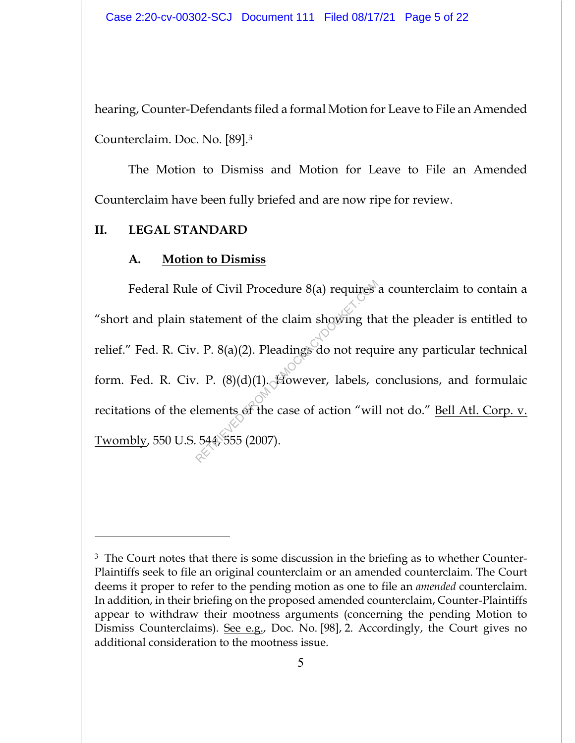hearing, Counter-Defendants filed a formal Motion for Leave to File an Amended Counterclaim. Doc. No. [89].[3]

The Motion to Dismiss and Motion for Leave to File an Amended Counterclaim have been fully briefed and are now ripe for review.

## II. LEGAL STANDARD

### A. Motion to Dismiss

Federal Rule of Civil Procedure 8(a) requires a counterclaim to contain a "short and plain statement of the claim showing that the pleader is entitled to relief." Fed. R. Civ. P. 8(a)(2). Pleadings do not require any particular technical form. Fed. R. Civ. P. (8)(d)(1). However, labels, conclusions, and formulaic recitations of the elements of the case of action "will not do." Bell Atl. Corp. v. Twombly, 550 U.S. 544, 555 (2007).

---

[3] The Court notes that there is some discussion in the briefing as to whether Counter-Plaintiffs seek to file an original counterclaim or an amended counterclaim. The Court deems it proper to refer to the pending motion as one to file an *amended* counterclaim. In addition, in their briefing on the proposed amended counterclaim, Counter-Plaintiffs appear to withdraw their mootness arguments (concerning the pending Motion to Dismiss Counterclaims). See e.g., Doc. No. [98], 2. Accordingly, the Court gives no additional consideration to the mootness issue.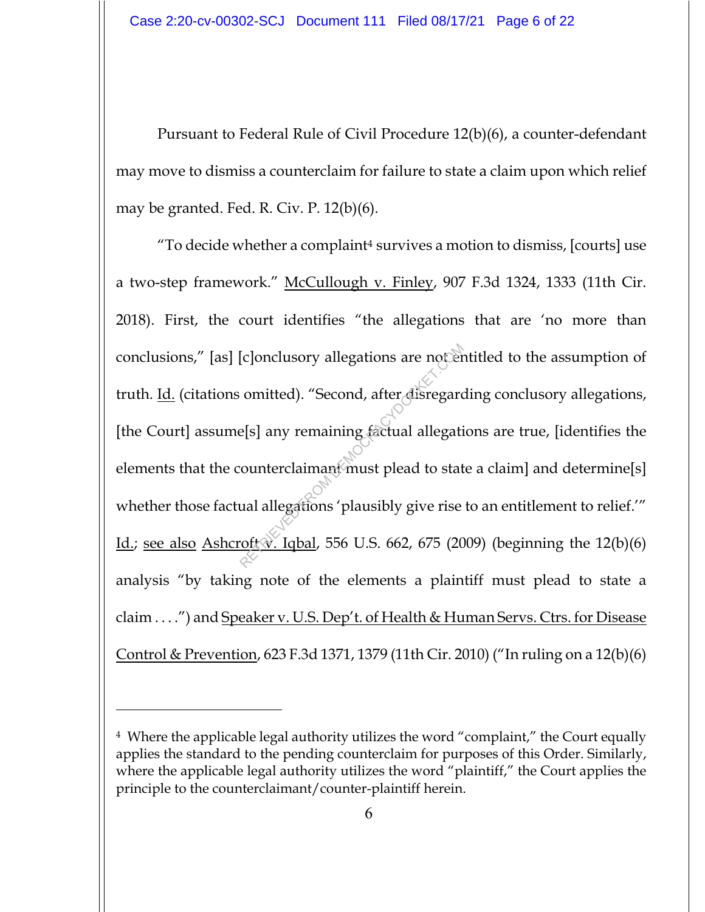Pursuant to Federal Rule of Civil Procedure 12(b)(6), a counter-defendant may move to dismiss a counterclaim for failure to state a claim upon which relief may be granted. Fed. R. Civ. P. 12(b)(6).

"To decide whether a complaint[4] survives a motion to dismiss, [courts] use a two-step framework." McCullough v. Finley, 907 F.3d 1324, 1333 (11th Cir. 2018). First, the court identifies "the allegations that are 'no more than conclusions," [as] [c]onclusory allegations are not entitled to the assumption of truth. Id. (citations omitted). "Second, after disregarding conclusory allegations, [the Court] assume[s] any remaining factual allegations are true, [identifies the elements that the counterclaimant must plead to state a claim] and determine[s] whether those factual allegations 'plausibly give rise to an entitlement to relief.'" Id.; see also Ashcroft v. Iqbal, 556 U.S. 662, 675 (2009) (beginning the 12(b)(6) analysis "by taking note of the elements a plaintiff must plead to state a claim . . . .") and Speaker v. U.S. Dep't. of Health & Human Servs. Ctrs. for Disease Control & Prevention, 623 F.3d 1371, 1379 (11th Cir. 2010) ("In ruling on a 12(b)(6)

---

[4] Where the applicable legal authority utilizes the word "complaint," the Court equally applies the standard to the pending counterclaim for purposes of this Order. Similarly, where the applicable legal authority utilizes the word "plaintiff," the Court applies the principle to the counterclaimant/counter-plaintiff herein.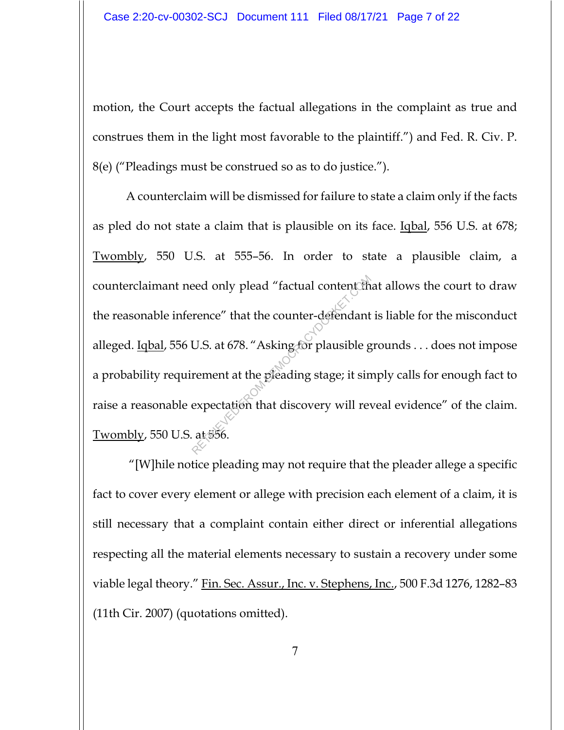motion, the Court accepts the factual allegations in the complaint as true and construes them in the light most favorable to the plaintiff.") and Fed. R. Civ. P. 8(e) ("Pleadings must be construed so as to do justice.").

A counterclaim will be dismissed for failure to state a claim only if the facts as pled do not state a claim that is plausible on its face. Iqbal, 556 U.S. at 678; Twombly, 550 U.S. at 555–56. In order to state a plausible claim, a counterclaimant need only plead "factual content that allows the court to draw the reasonable inference" that the counter-defendant is liable for the misconduct alleged. Iqbal, 556 U.S. at 678. "Asking for plausible grounds . . . does not impose a probability requirement at the pleading stage; it simply calls for enough fact to raise a reasonable expectation that discovery will reveal evidence" of the claim. Twombly, 550 U.S. at 556.

"[W]hile notice pleading may not require that the pleader allege a specific fact to cover every element or allege with precision each element of a claim, it is still necessary that a complaint contain either direct or inferential allegations respecting all the material elements necessary to sustain a recovery under some viable legal theory." Fin. Sec. Assur., Inc. v. Stephens, Inc., 500 F.3d 1276, 1282–83 (11th Cir. 2007) (quotations omitted).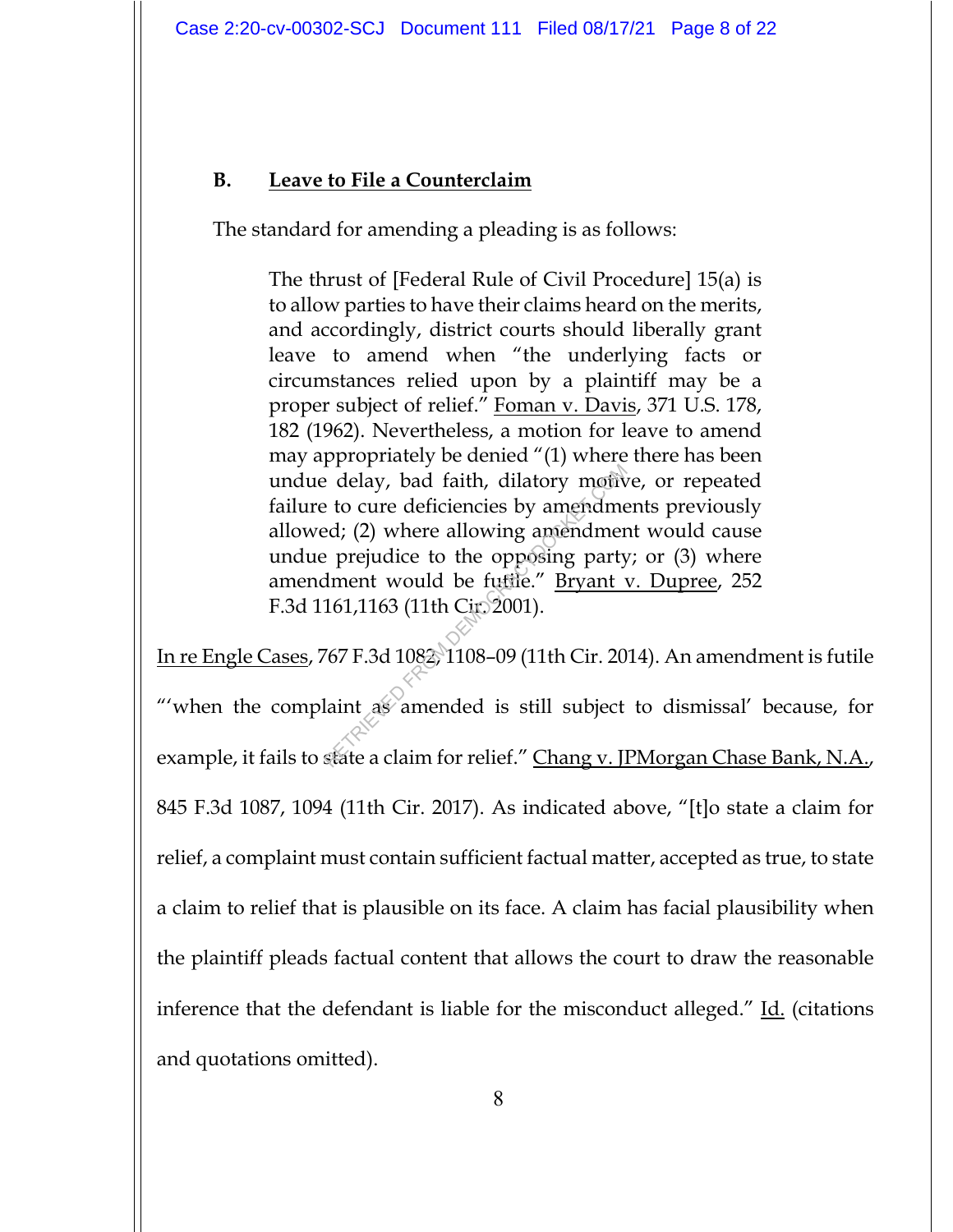### B. Leave to File a Counterclaim

The standard for amending a pleading is as follows:

> The thrust of [Federal Rule of Civil Procedure] 15(a) is to allow parties to have their claims heard on the merits, and accordingly, district courts should liberally grant leave to amend when "the underlying facts or circumstances relied upon by a plaintiff may be a proper subject of relief." Foman v. Davis, 371 U.S. 178, 182 (1962). Nevertheless, a motion for leave to amend may appropriately be denied "(1) where there has been undue delay, bad faith, dilatory motive, or repeated failure to cure deficiencies by amendments previously allowed; (2) where allowing amendment would cause undue prejudice to the opposing party; or (3) where amendment would be futile." Bryant v. Dupree, 252 F.3d 1161,1163 (11th Cir. 2001).

In re Engle Cases, 767 F.3d 1082, 1108–09 (11th Cir. 2014). An amendment is futile "'when the complaint as amended is still subject to dismissal' because, for example, it fails to state a claim for relief." Chang v. JPMorgan Chase Bank, N.A., 845 F.3d 1087, 1094 (11th Cir. 2017). As indicated above, "[t]o state a claim for relief, a complaint must contain sufficient factual matter, accepted as true, to state a claim to relief that is plausible on its face. A claim has facial plausibility when the plaintiff pleads factual content that allows the court to draw the reasonable inference that the defendant is liable for the misconduct alleged." Id. (citations and quotations omitted).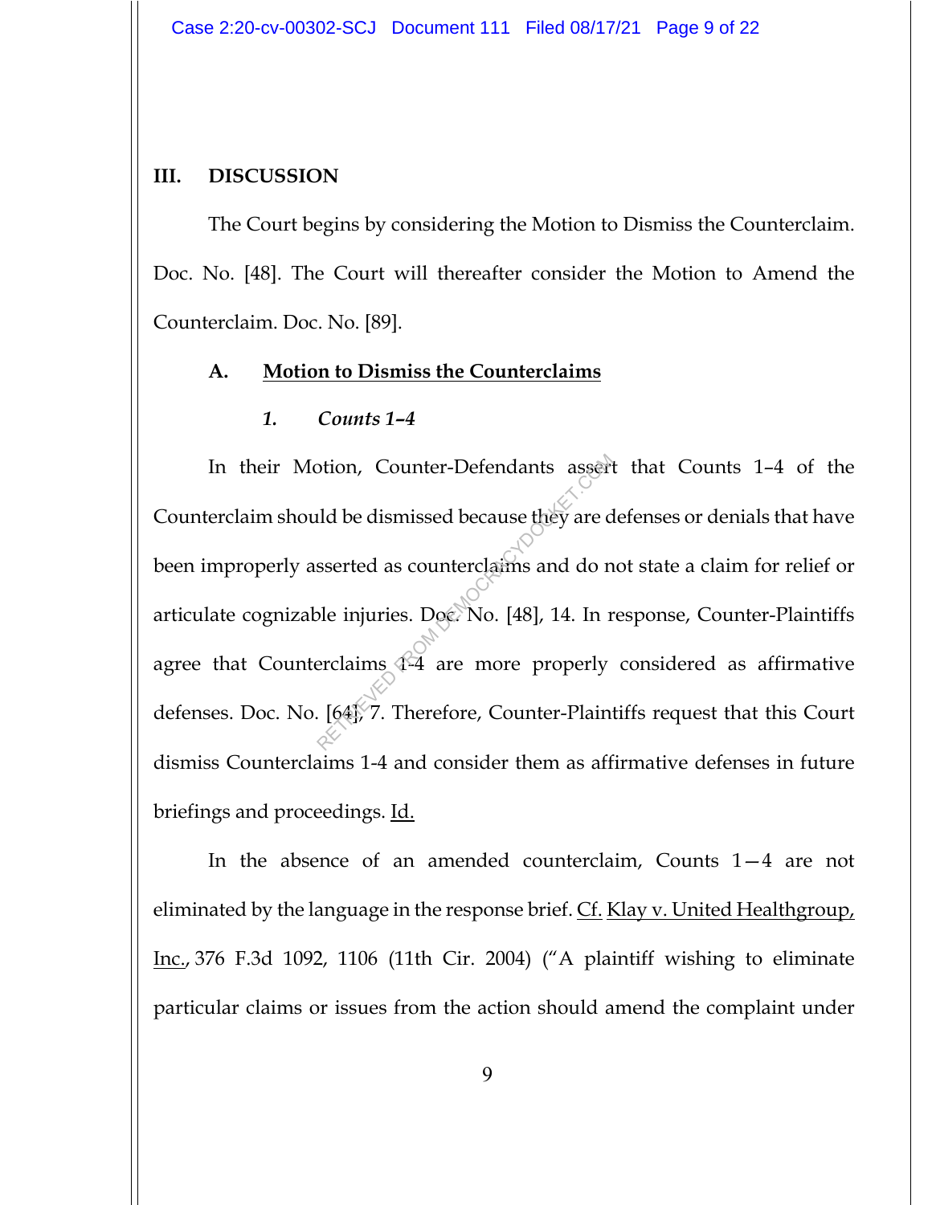## III. DISCUSSION

The Court begins by considering the Motion to Dismiss the Counterclaim. Doc. No. [48]. The Court will thereafter consider the Motion to Amend the Counterclaim. Doc. No. [89].

### A. Motion to Dismiss the Counterclaims

#### *1. Counts 1–4*

In their Motion, Counter-Defendants assert that Counts 1–4 of the Counterclaim should be dismissed because they are defenses or denials that have been improperly asserted as counterclaims and do not state a claim for relief or articulate cognizable injuries. Doc. No. [48], 14. In response, Counter-Plaintiffs agree that Counterclaims 1-4 are more properly considered as affirmative defenses. Doc. No. [64], 7. Therefore, Counter-Plaintiffs request that this Court dismiss Counterclaims 1-4 and consider them as affirmative defenses in future briefings and proceedings. Id.

In the absence of an amended counterclaim, Counts 1—4 are not eliminated by the language in the response brief. Cf. Klay v. United Healthgroup, Inc., 376 F.3d 1092, 1106 (11th Cir. 2004) ("A plaintiff wishing to eliminate particular claims or issues from the action should amend the complaint under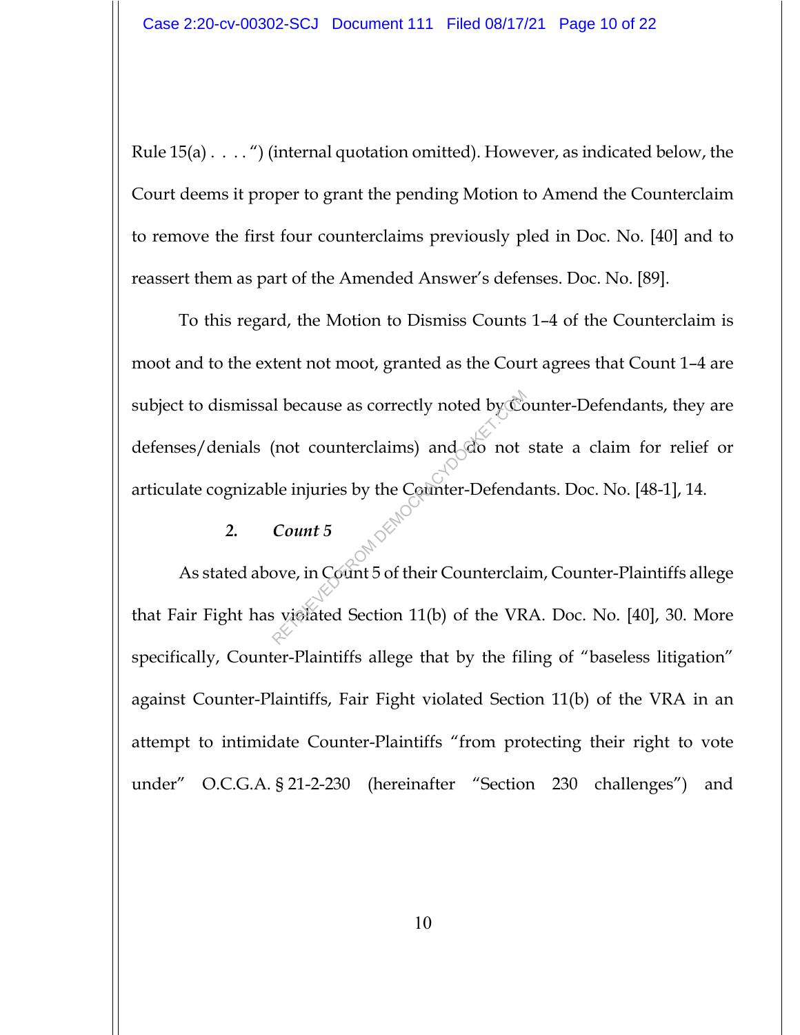Rule 15(a) . . . . ") (internal quotation omitted). However, as indicated below, the Court deems it proper to grant the pending Motion to Amend the Counterclaim to remove the first four counterclaims previously pled in Doc. No. [40] and to reassert them as part of the Amended Answer's defenses. Doc. No. [89].

To this regard, the Motion to Dismiss Counts 1–4 of the Counterclaim is moot and to the extent not moot, granted as the Court agrees that Count 1–4 are subject to dismissal because as correctly noted by Counter-Defendants, they are defenses/denials (not counterclaims) and do not state a claim for relief or articulate cognizable injuries by the Counter-Defendants. Doc. No. [48-1], 14.

**2. *Count 5***

As stated above, in Count 5 of their Counterclaim, Counter-Plaintiffs allege that Fair Fight has violated Section 11(b) of the VRA. Doc. No. [40], 30. More specifically, Counter-Plaintiffs allege that by the filing of "baseless litigation" against Counter-Plaintiffs, Fair Fight violated Section 11(b) of the VRA in an attempt to intimidate Counter-Plaintiffs "from protecting their right to vote under" O.C.G.A. § 21-2-230 (hereinafter "Section 230 challenges") and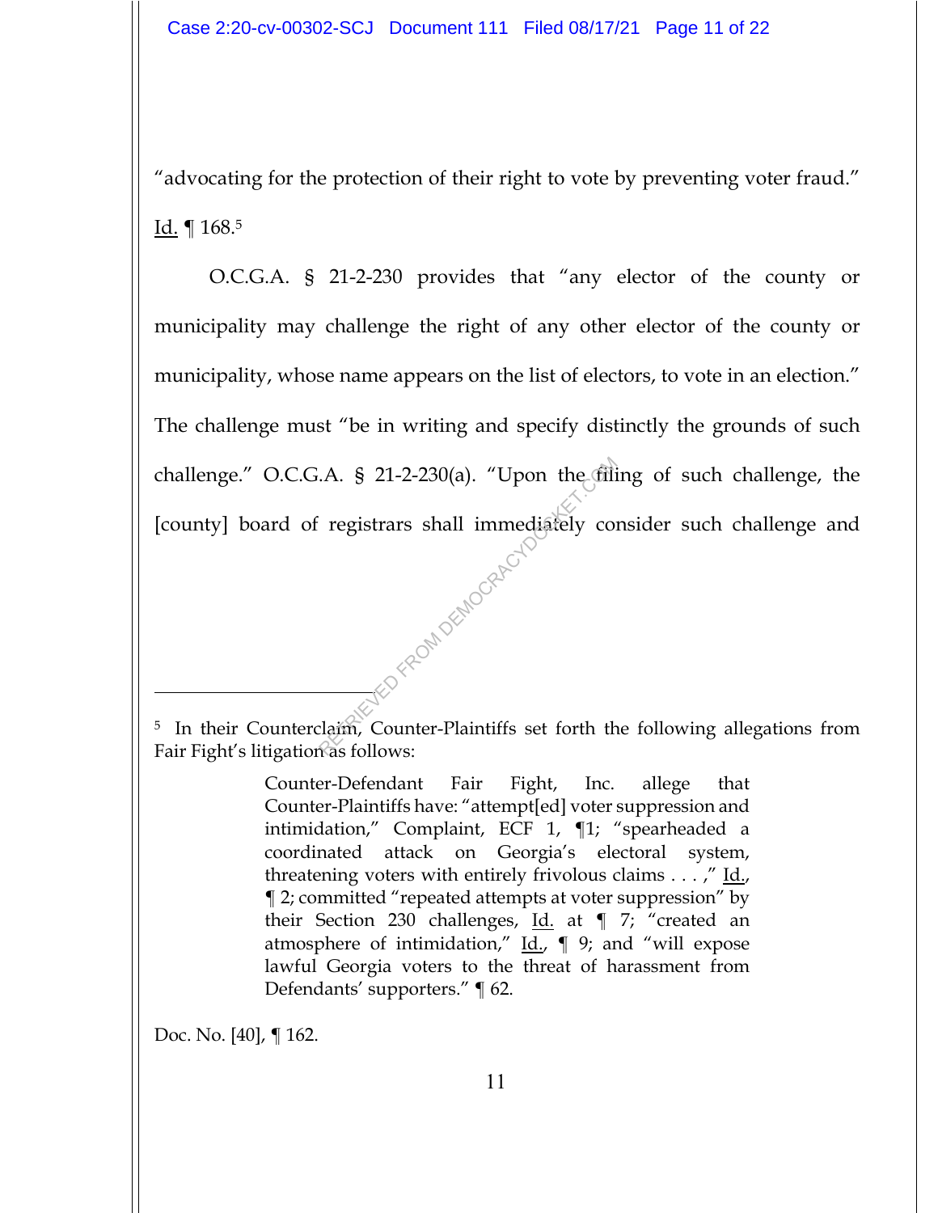"advocating for the protection of their right to vote by preventing voter fraud." Id. ¶ 168.[5]

O.C.G.A. § 21-2-230 provides that "any elector of the county or municipality may challenge the right of any other elector of the county or municipality, whose name appears on the list of electors, to vote in an election." The challenge must "be in writing and specify distinctly the grounds of such challenge." O.C.G.A. § 21-2-230(a). "Upon the filing of such challenge, the [county] board of registrars shall immediately consider such challenge and

---

[5] In their Counterclaim, Counter-Plaintiffs set forth the following allegations from Fair Fight's litigation as follows:

> Counter-Defendant Fair Fight, Inc. allege that Counter-Plaintiffs have: "attempt[ed] voter suppression and intimidation," Complaint, ECF 1, ¶1; "spearheaded a coordinated attack on Georgia's electoral system, threatening voters with entirely frivolous claims . . . ," Id., ¶ 2; committed "repeated attempts at voter suppression" by their Section 230 challenges, Id. at ¶ 7; "created an atmosphere of intimidation," Id., ¶ 9; and "will expose lawful Georgia voters to the threat of harassment from Defendants' supporters." ¶ 62.

Doc. No. [40], ¶ 162.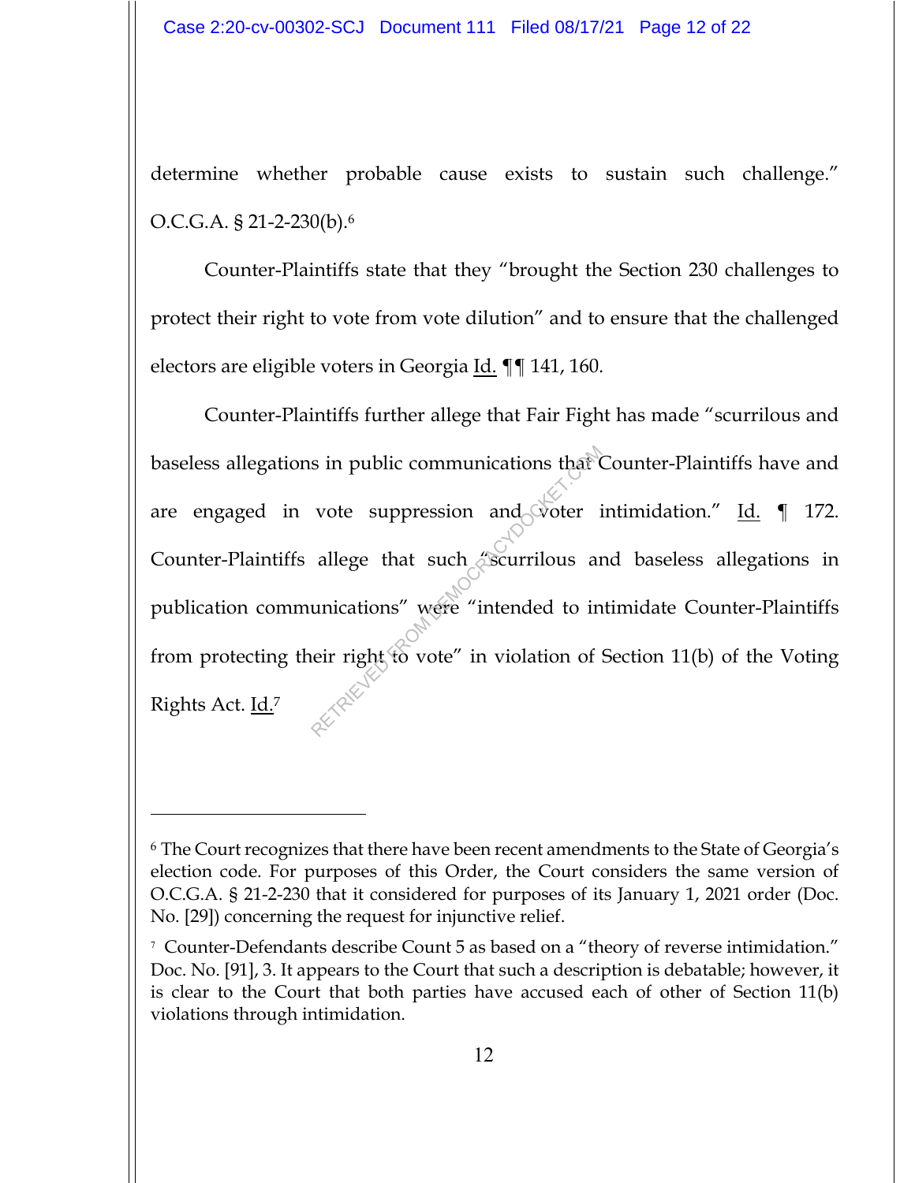determine whether probable cause exists to sustain such challenge." O.C.G.A. § 21-2-230(b).[6]

Counter-Plaintiffs state that they "brought the Section 230 challenges to protect their right to vote from vote dilution" and to ensure that the challenged electors are eligible voters in Georgia Id. ¶¶ 141, 160.

Counter-Plaintiffs further allege that Fair Fight has made "scurrilous and baseless allegations in public communications that Counter-Plaintiffs have and are engaged in vote suppression and voter intimidation." Id. ¶ 172. Counter-Plaintiffs allege that such "scurrilous and baseless allegations in publication communications" were "intended to intimidate Counter-Plaintiffs from protecting their right to vote" in violation of Section 11(b) of the Voting Rights Act. Id.[7]

---

[6] The Court recognizes that there have been recent amendments to the State of Georgia's election code. For purposes of this Order, the Court considers the same version of O.C.G.A. § 21-2-230 that it considered for purposes of its January 1, 2021 order (Doc. No. [29]) concerning the request for injunctive relief.

[7] Counter-Defendants describe Count 5 as based on a "theory of reverse intimidation." Doc. No. [91], 3. It appears to the Court that such a description is debatable; however, it is clear to the Court that both parties have accused each of other of Section 11(b) violations through intimidation.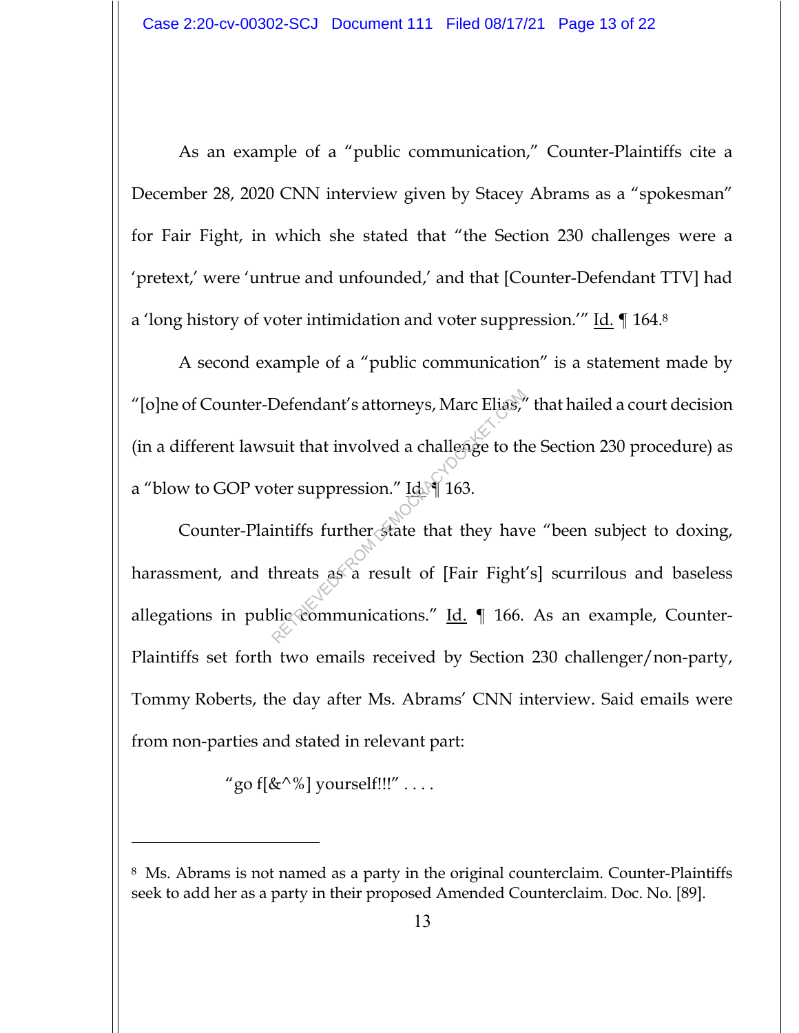As an example of a "public communication," Counter-Plaintiffs cite a December 28, 2020 CNN interview given by Stacey Abrams as a "spokesman" for Fair Fight, in which she stated that "the Section 230 challenges were a 'pretext,' were 'untrue and unfounded,' and that [Counter-Defendant TTV] had a 'long history of voter intimidation and voter suppression.'" Id. ¶ 164.[8]

A second example of a "public communication" is a statement made by "[o]ne of Counter-Defendant's attorneys, Marc Elias," that hailed a court decision (in a different lawsuit that involved a challenge to the Section 230 procedure) as a "blow to GOP voter suppression." Id. ¶ 163.

Counter-Plaintiffs further state that they have "been subject to doxing, harassment, and threats as a result of [Fair Fight's] scurrilous and baseless allegations in public communications." Id. ¶ 166. As an example, Counter-Plaintiffs set forth two emails received by Section 230 challenger/non-party, Tommy Roberts, the day after Ms. Abrams' CNN interview. Said emails were from non-parties and stated in relevant part:

> "go f[&^%] yourself!!!" . . . .

---

[8] Ms. Abrams is not named as a party in the original counterclaim. Counter-Plaintiffs seek to add her as a party in their proposed Amended Counterclaim. Doc. No. [89].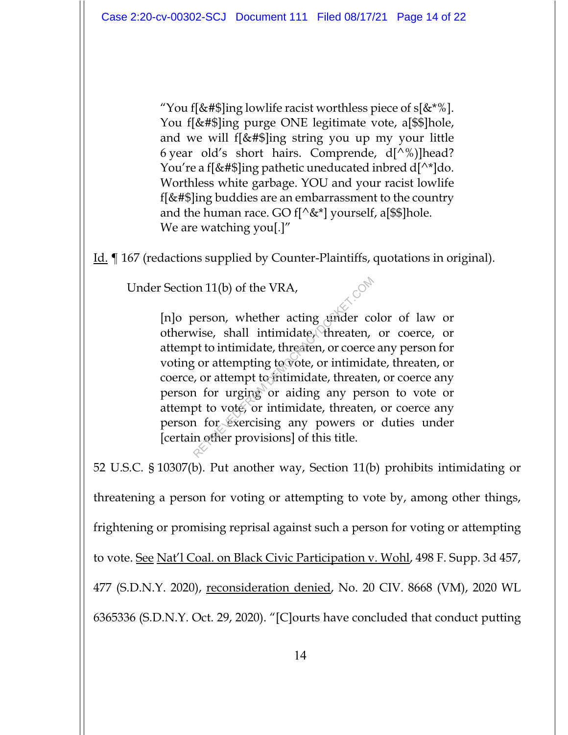> "You f[&#$]ing lowlife racist worthless piece of s[&*%]. You f[&#$]ing purge ONE legitimate vote, a[$$]hole, and we will f[&#$]ing string you up my your little 6 year old's short hairs. Comprende, d[^%)]head? You're a f[&#$]ing pathetic uneducated inbred d[^*]do. Worthless white garbage. YOU and your racist lowlife f[&#$]ing buddies are an embarrassment to the country and the human race. GO f[^&*] yourself, a[$$]hole. We are watching you[.]"

Id. ¶ 167 (redactions supplied by Counter-Plaintiffs, quotations in original).

Under Section 11(b) of the VRA,

> [n]o person, whether acting under color of law or otherwise, shall intimidate, threaten, or coerce, or attempt to intimidate, threaten, or coerce any person for voting or attempting to vote, or intimidate, threaten, or coerce, or attempt to intimidate, threaten, or coerce any person for urging or aiding any person to vote or attempt to vote, or intimidate, threaten, or coerce any person for exercising any powers or duties under [certain other provisions] of this title.

52 U.S.C. § 10307(b). Put another way, Section 11(b) prohibits intimidating or threatening a person for voting or attempting to vote by, among other things, frightening or promising reprisal against such a person for voting or attempting to vote. See Nat'l Coal. on Black Civic Participation v. Wohl, 498 F. Supp. 3d 457, 477 (S.D.N.Y. 2020), reconsideration denied, No. 20 CIV. 8668 (VM), 2020 WL 6365336 (S.D.N.Y. Oct. 29, 2020). "[C]ourts have concluded that conduct putting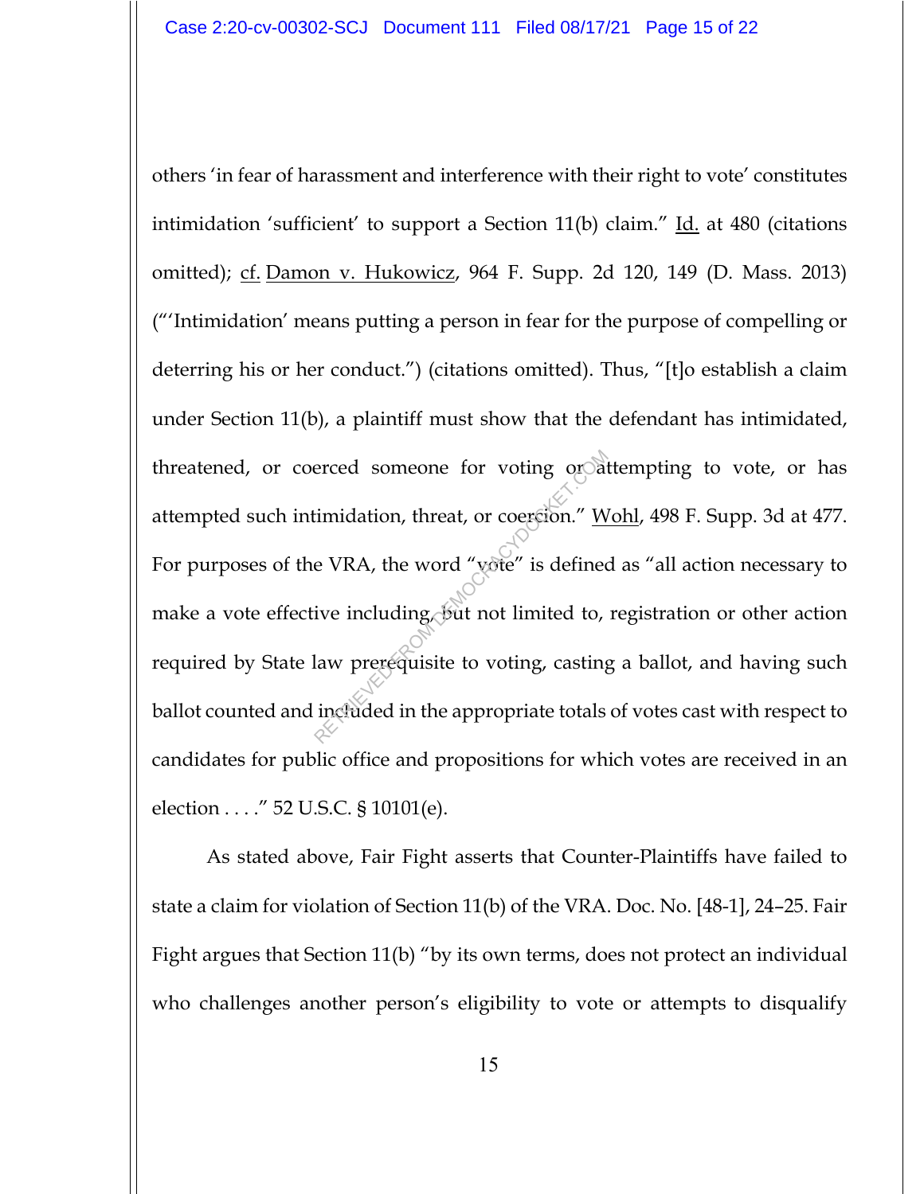others 'in fear of harassment and interference with their right to vote' constitutes intimidation 'sufficient' to support a Section 11(b) claim." Id. at 480 (citations omitted); cf. Damon v. Hukowicz, 964 F. Supp. 2d 120, 149 (D. Mass. 2013) ("'Intimidation' means putting a person in fear for the purpose of compelling or deterring his or her conduct.") (citations omitted). Thus, "[t]o establish a claim under Section 11(b), a plaintiff must show that the defendant has intimidated, threatened, or coerced someone for voting or attempting to vote, or has attempted such intimidation, threat, or coercion." Wohl, 498 F. Supp. 3d at 477. For purposes of the VRA, the word "vote" is defined as "all action necessary to make a vote effective including, but not limited to, registration or other action required by State law prerequisite to voting, casting a ballot, and having such ballot counted and included in the appropriate totals of votes cast with respect to candidates for public office and propositions for which votes are received in an election . . . ." 52 U.S.C. § 10101(e).

As stated above, Fair Fight asserts that Counter-Plaintiffs have failed to state a claim for violation of Section 11(b) of the VRA. Doc. No. [48-1], 24–25. Fair Fight argues that Section 11(b) "by its own terms, does not protect an individual who challenges another person's eligibility to vote or attempts to disqualify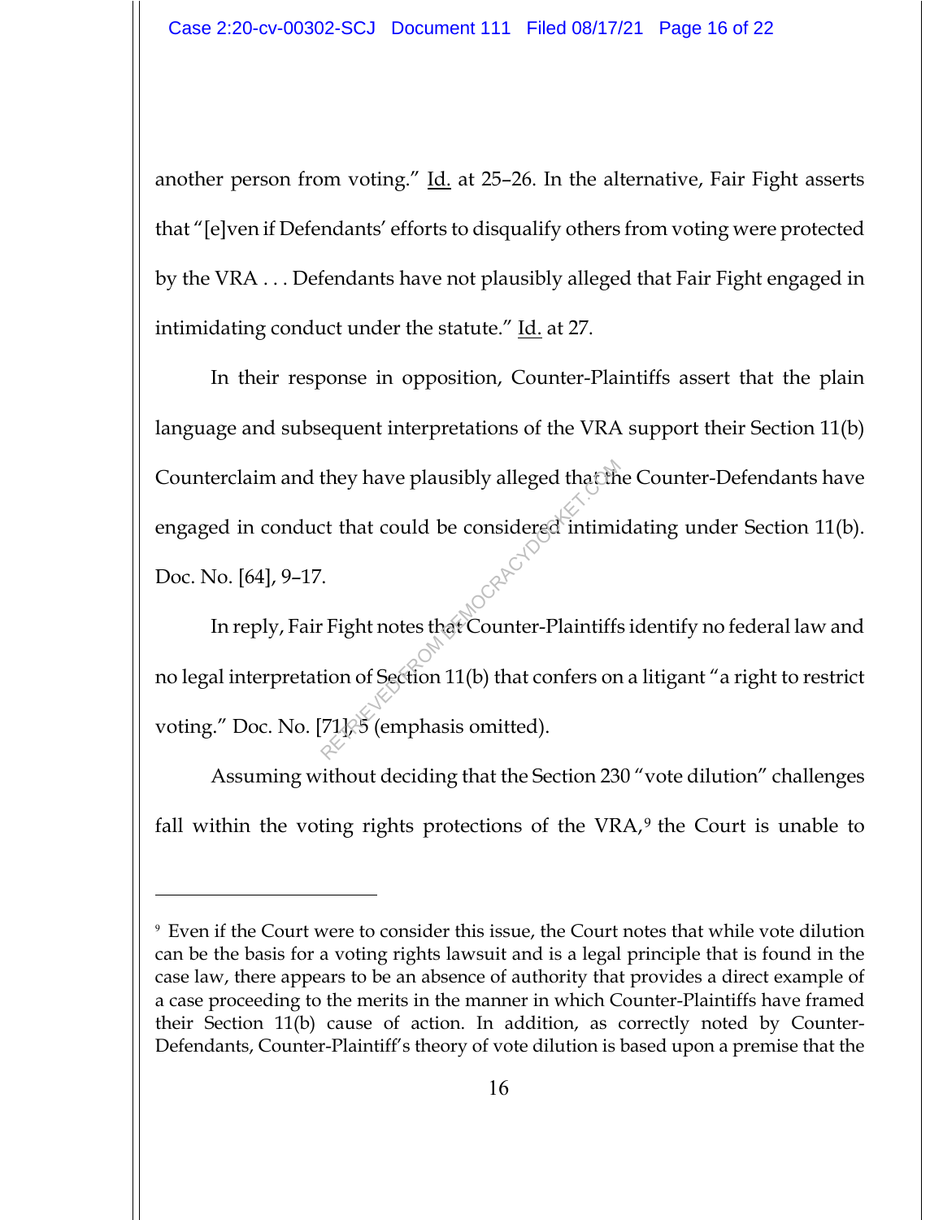another person from voting." Id. at 25–26. In the alternative, Fair Fight asserts that "[e]ven if Defendants' efforts to disqualify others from voting were protected by the VRA . . . Defendants have not plausibly alleged that Fair Fight engaged in intimidating conduct under the statute." Id. at 27.

In their response in opposition, Counter-Plaintiffs assert that the plain language and subsequent interpretations of the VRA support their Section 11(b) Counterclaim and they have plausibly alleged that the Counter-Defendants have engaged in conduct that could be considered intimidating under Section 11(b). Doc. No. [64], 9–17.

In reply, Fair Fight notes that Counter-Plaintiffs identify no federal law and no legal interpretation of Section 11(b) that confers on a litigant "a right to restrict voting." Doc. No. [71], 5 (emphasis omitted).

Assuming without deciding that the Section 230 "vote dilution" challenges fall within the voting rights protections of the VRA,[9] the Court is unable to

---

[9] Even if the Court were to consider this issue, the Court notes that while vote dilution can be the basis for a voting rights lawsuit and is a legal principle that is found in the case law, there appears to be an absence of authority that provides a direct example of a case proceeding to the merits in the manner in which Counter-Plaintiffs have framed their Section 11(b) cause of action. In addition, as correctly noted by Counter-Defendants, Counter-Plaintiff's theory of vote dilution is based upon a premise that the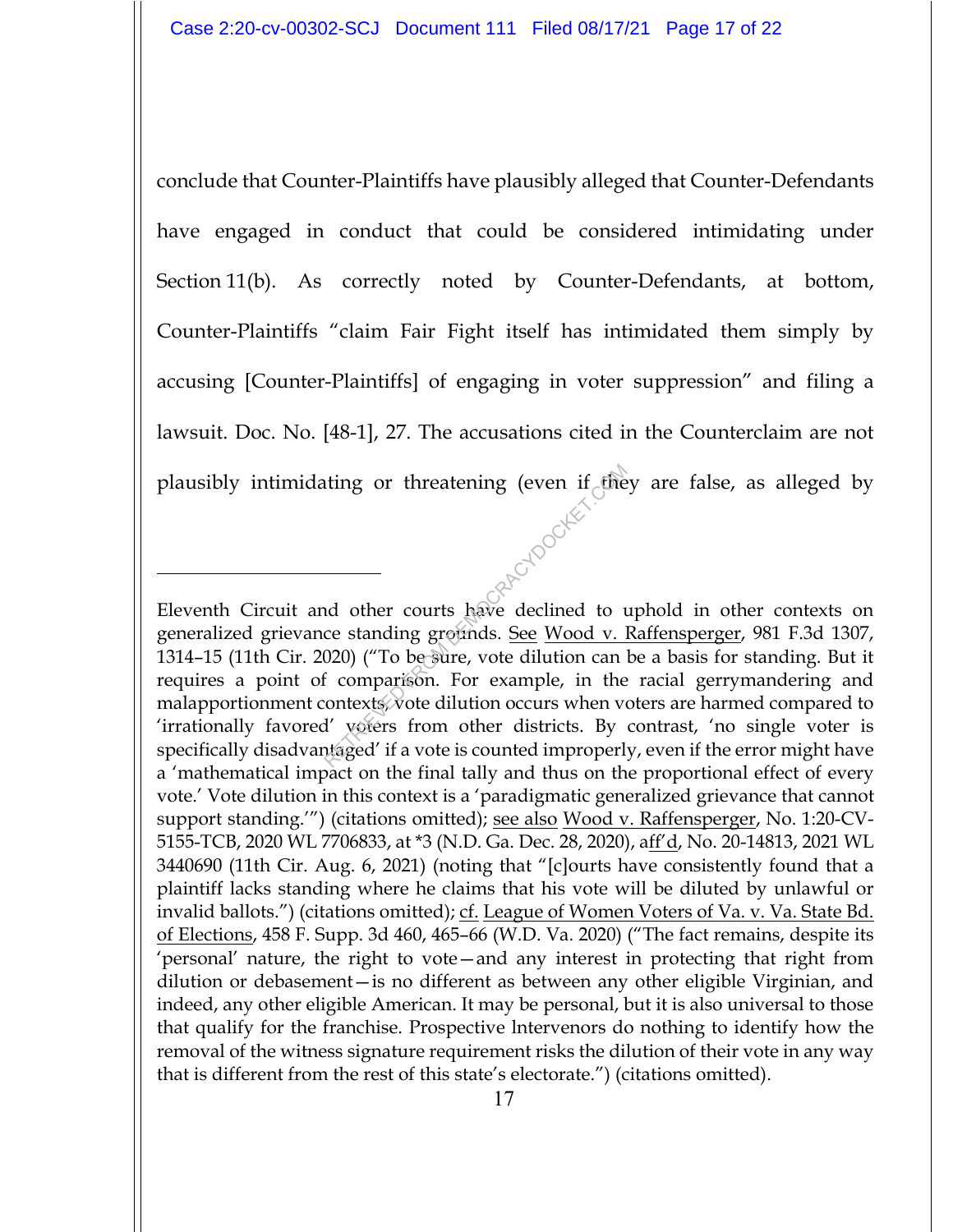conclude that Counter-Plaintiffs have plausibly alleged that Counter-Defendants have engaged in conduct that could be considered intimidating under Section 11(b). As correctly noted by Counter-Defendants, at bottom, Counter-Plaintiffs "claim Fair Fight itself has intimidated them simply by accusing [Counter-Plaintiffs] of engaging in voter suppression" and filing a lawsuit. Doc. No. [48-1], 27. The accusations cited in the Counterclaim are not plausibly intimidating or threatening (even if they are false, as alleged by

---

Eleventh Circuit and other courts have declined to uphold in other contexts on generalized grievance standing grounds. See Wood v. Raffensperger, 981 F.3d 1307, 1314–15 (11th Cir. 2020) ("To be sure, vote dilution can be a basis for standing. But it requires a point of comparison. For example, in the racial gerrymandering and malapportionment contexts, vote dilution occurs when voters are harmed compared to 'irrationally favored' voters from other districts. By contrast, 'no single voter is specifically disadvantaged' if a vote is counted improperly, even if the error might have a 'mathematical impact on the final tally and thus on the proportional effect of every vote.' Vote dilution in this context is a 'paradigmatic generalized grievance that cannot support standing.'") (citations omitted); see also Wood v. Raffensperger, No. 1:20-CV-5155-TCB, 2020 WL 7706833, at *3 (N.D. Ga. Dec. 28, 2020), aff'd, No. 20-14813, 2021 WL 3440690 (11th Cir. Aug. 6, 2021) (noting that "[c]ourts have consistently found that a plaintiff lacks standing where he claims that his vote will be diluted by unlawful or invalid ballots.") (citations omitted); cf. League of Women Voters of Va. v. Va. State Bd. of Elections, 458 F. Supp. 3d 460, 465–66 (W.D. Va. 2020) ("The fact remains, despite its 'personal' nature, the right to vote—and any interest in protecting that right from dilution or debasement—is no different as between any other eligible Virginian, and indeed, any other eligible American. It may be personal, but it is also universal to those that qualify for the franchise. Prospective Intervenors do nothing to identify how the removal of the witness signature requirement risks the dilution of their vote in any way that is different from the rest of this state's electorate.") (citations omitted).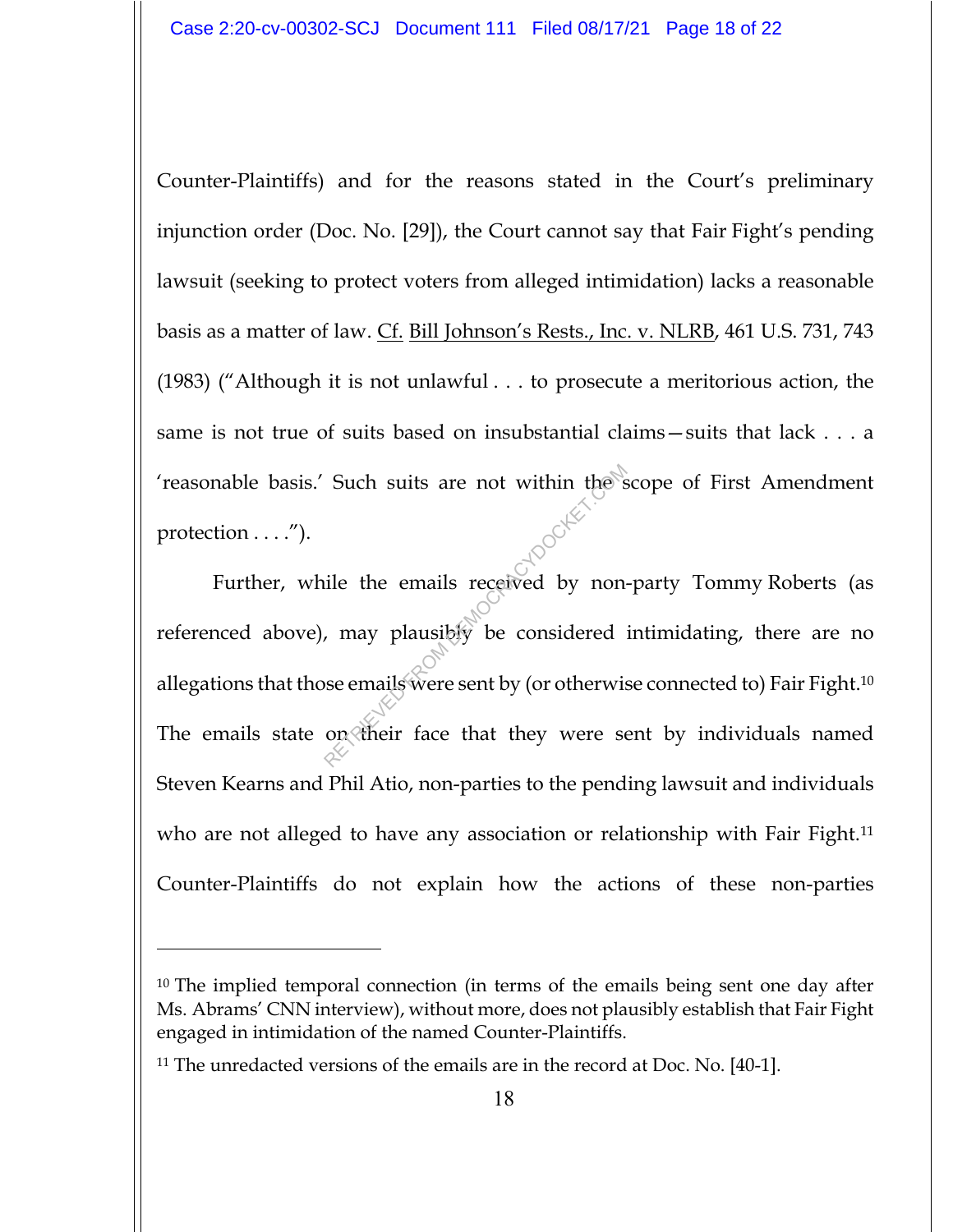Counter-Plaintiffs) and for the reasons stated in the Court's preliminary injunction order (Doc. No. [29]), the Court cannot say that Fair Fight's pending lawsuit (seeking to protect voters from alleged intimidation) lacks a reasonable basis as a matter of law. Cf. Bill Johnson's Rests., Inc. v. NLRB, 461 U.S. 731, 743 (1983) ("Although it is not unlawful . . . to prosecute a meritorious action, the same is not true of suits based on insubstantial claims—suits that lack . . . a 'reasonable basis.' Such suits are not within the scope of First Amendment protection . . . .").

Further, while the emails received by non-party Tommy Roberts (as referenced above), may plausibly be considered intimidating, there are no allegations that those emails were sent by (or otherwise connected to) Fair Fight.[10] The emails state on their face that they were sent by individuals named Steven Kearns and Phil Atio, non-parties to the pending lawsuit and individuals who are not alleged to have any association or relationship with Fair Fight.[11] Counter-Plaintiffs do not explain how the actions of these non-parties

---

[10] The implied temporal connection (in terms of the emails being sent one day after Ms. Abrams' CNN interview), without more, does not plausibly establish that Fair Fight engaged in intimidation of the named Counter-Plaintiffs.

[11] The unredacted versions of the emails are in the record at Doc. No. [40-1].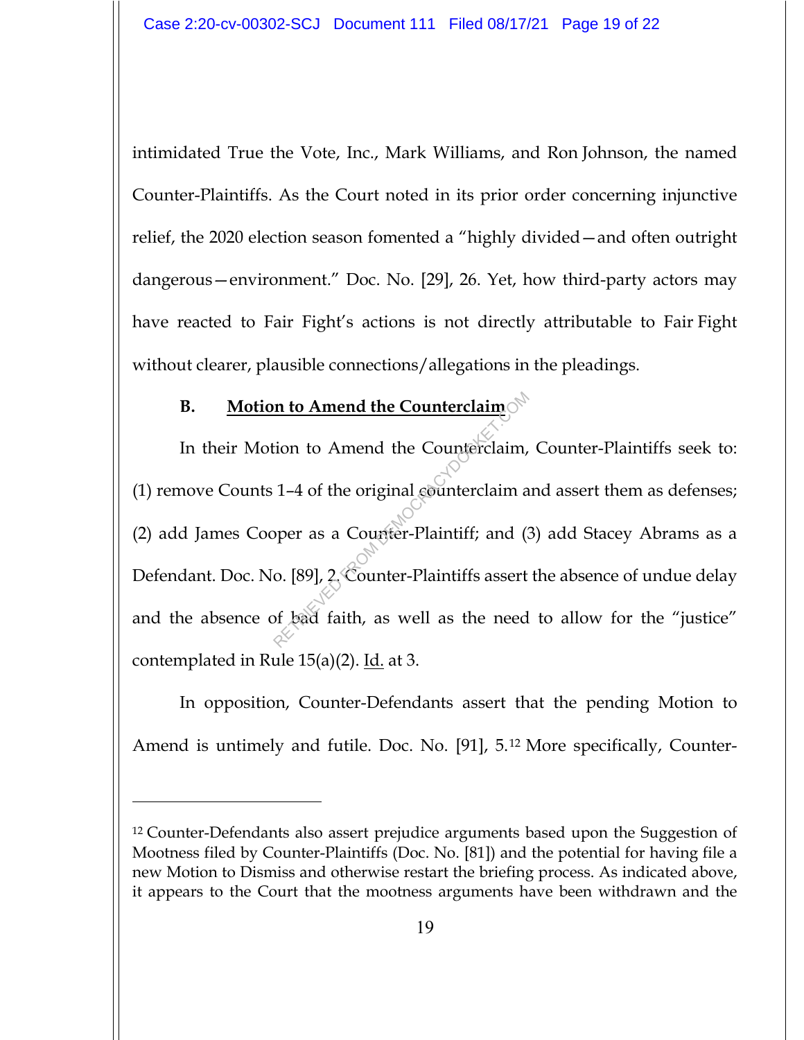intimidated True the Vote, Inc., Mark Williams, and Ron Johnson, the named Counter-Plaintiffs. As the Court noted in its prior order concerning injunctive relief, the 2020 election season fomented a "highly divided—and often outright dangerous—environment." Doc. No. [29], 26. Yet, how third-party actors may have reacted to Fair Fight's actions is not directly attributable to Fair Fight without clearer, plausible connections/allegations in the pleadings.

### B. Motion to Amend the Counterclaim

In their Motion to Amend the Counterclaim, Counter-Plaintiffs seek to: (1) remove Counts 1–4 of the original counterclaim and assert them as defenses; (2) add James Cooper as a Counter-Plaintiff; and (3) add Stacey Abrams as a Defendant. Doc. No. [89], 2. Counter-Plaintiffs assert the absence of undue delay and the absence of bad faith, as well as the need to allow for the "justice" contemplated in Rule 15(a)(2). Id. at 3.

In opposition, Counter-Defendants assert that the pending Motion to Amend is untimely and futile. Doc. No. [91], 5.[12] More specifically, Counter-

---

[12] Counter-Defendants also assert prejudice arguments based upon the Suggestion of Mootness filed by Counter-Plaintiffs (Doc. No. [81]) and the potential for having file a new Motion to Dismiss and otherwise restart the briefing process. As indicated above, it appears to the Court that the mootness arguments have been withdrawn and the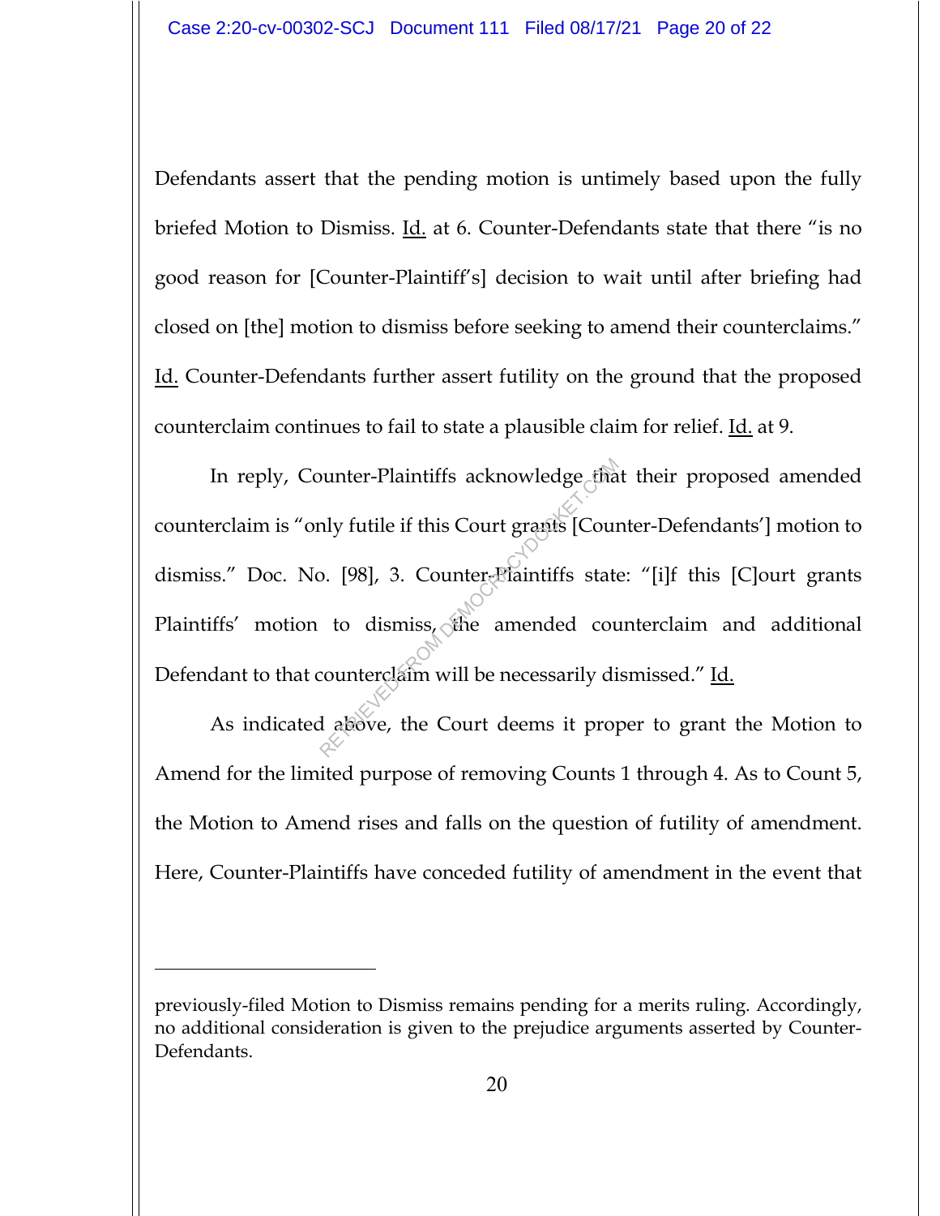Defendants assert that the pending motion is untimely based upon the fully briefed Motion to Dismiss. Id. at 6. Counter-Defendants state that there "is no good reason for [Counter-Plaintiff's] decision to wait until after briefing had closed on [the] motion to dismiss before seeking to amend their counterclaims." Id. Counter-Defendants further assert futility on the ground that the proposed counterclaim continues to fail to state a plausible claim for relief. Id. at 9.

In reply, Counter-Plaintiffs acknowledge that their proposed amended counterclaim is "only futile if this Court grants [Counter-Defendants'] motion to dismiss." Doc. No. [98], 3. Counter-Plaintiffs state: "[i]f this [C]ourt grants Plaintiffs' motion to dismiss, the amended counterclaim and additional Defendant to that counterclaim will be necessarily dismissed." Id.

As indicated above, the Court deems it proper to grant the Motion to Amend for the limited purpose of removing Counts 1 through 4. As to Count 5, the Motion to Amend rises and falls on the question of futility of amendment. Here, Counter-Plaintiffs have conceded futility of amendment in the event that

---

previously-filed Motion to Dismiss remains pending for a merits ruling. Accordingly, no additional consideration is given to the prejudice arguments asserted by Counter-Defendants.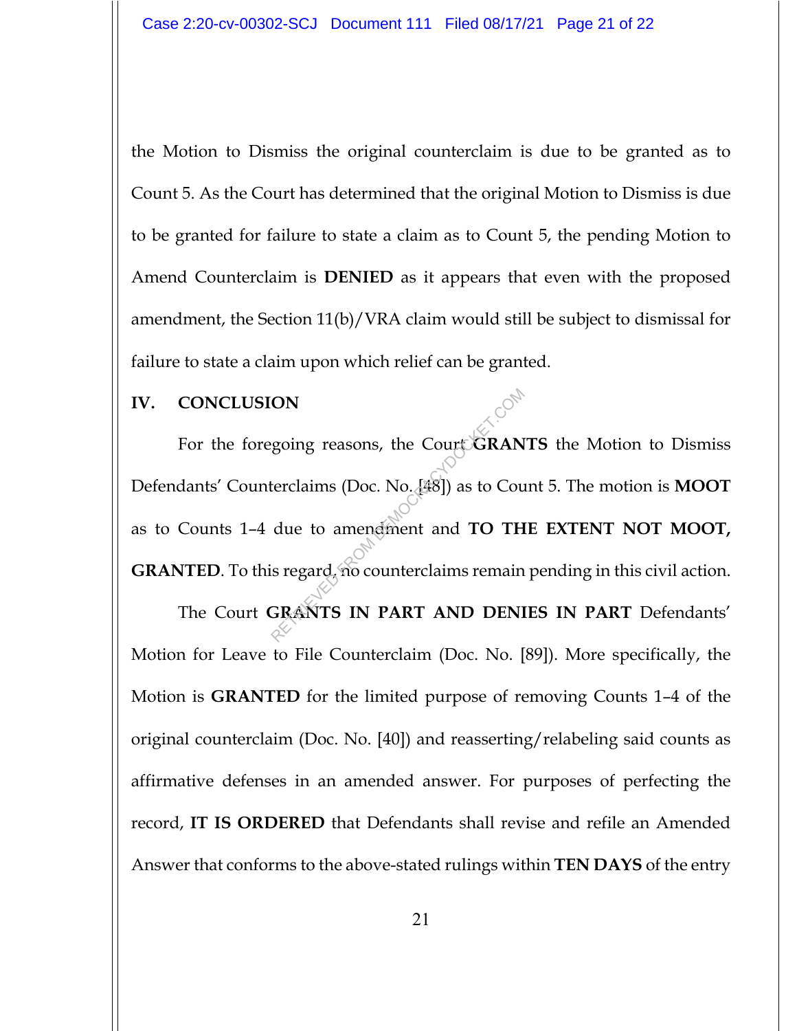the Motion to Dismiss the original counterclaim is due to be granted as to Count 5. As the Court has determined that the original Motion to Dismiss is due to be granted for failure to state a claim as to Count 5, the pending Motion to Amend Counterclaim is **DENIED** as it appears that even with the proposed amendment, the Section 11(b)/VRA claim would still be subject to dismissal for failure to state a claim upon which relief can be granted.

## IV. CONCLUSION

For the foregoing reasons, the Court **GRANTS** the Motion to Dismiss Defendants' Counterclaims (Doc. No. [48]) as to Count 5. The motion is **MOOT** as to Counts 1–4 due to amendment and **TO THE EXTENT NOT MOOT, GRANTED**. To this regard, no counterclaims remain pending in this civil action.

The Court **GRANTS IN PART AND DENIES IN PART** Defendants' Motion for Leave to File Counterclaim (Doc. No. [89]). More specifically, the Motion is **GRANTED** for the limited purpose of removing Counts 1–4 of the original counterclaim (Doc. No. [40]) and reasserting/relabeling said counts as affirmative defenses in an amended answer. For purposes of perfecting the record, **IT IS ORDERED** that Defendants shall revise and refile an Amended Answer that conforms to the above-stated rulings within **TEN DAYS** of the entry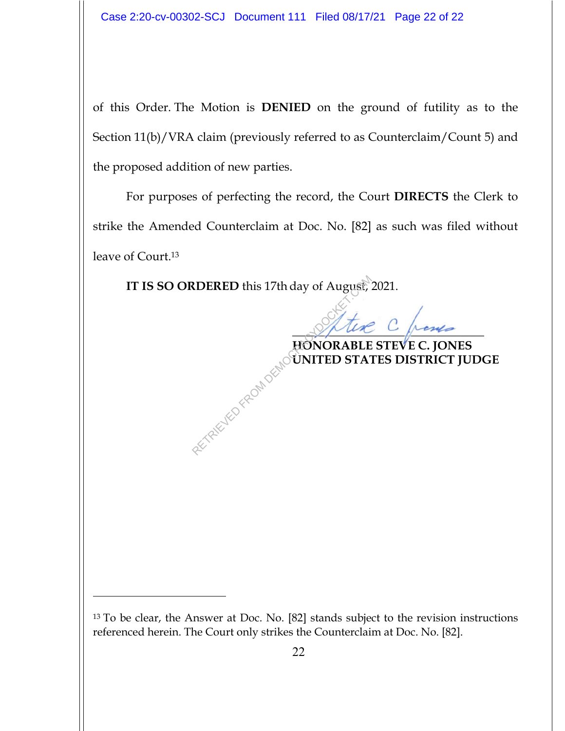of this Order. The Motion is **DENIED** on the ground of futility as to the Section 11(b)/VRA claim (previously referred to as Counterclaim/Count 5) and the proposed addition of new parties.

For purposes of perfecting the record, the Court **DIRECTS** the Clerk to strike the Amended Counterclaim at Doc. No. [82] as such was filed without leave of Court.[13]

**IT IS SO ORDERED** this 17th day of August, 2021.

**HONORABLE STEVE C. JONES**
**UNITED STATES DISTRICT JUDGE**

[13] To be clear, the Answer at Doc. No. [82] stands subject to the revision instructions referenced herein. The Court only strikes the Counterclaim at Doc. No. [82].